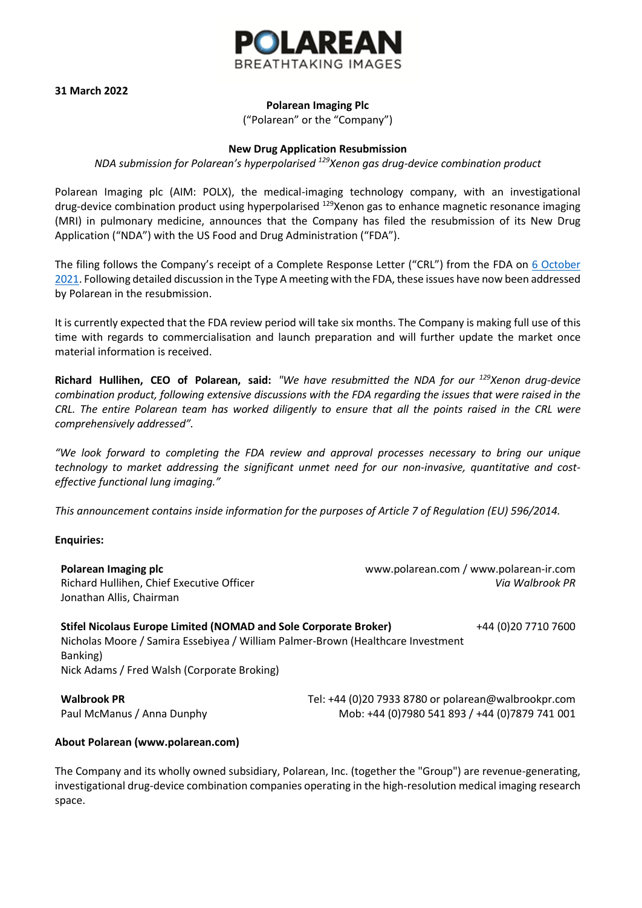**31 March 2022**

**Polarean Imaging Plc**
("Polarean" or the "Company")

**New Drug Application Resubmission**

*NDA submission for Polarean's hyperpolarised $^{129}$Xenon gas drug-device combination product*

Polarean Imaging plc (AIM: POLX), the medical-imaging technology company, with an investigational drug-device combination product using hyperpolarised $^{129}$Xenon gas to enhance magnetic resonance imaging (MRI) in pulmonary medicine, announces that the Company has filed the resubmission of its New Drug Application ("NDA") with the US Food and Drug Administration ("FDA").

The filing follows the Company's receipt of a Complete Response Letter ("CRL") from the FDA on 6 October 2021. Following detailed discussion in the Type A meeting with the FDA, these issues have now been addressed by Polarean in the resubmission.

It is currently expected that the FDA review period will take six months. The Company is making full use of this time with regards to commercialisation and launch preparation and will further update the market once material information is received.

**Richard Hullihen, CEO of Polarean, said:** *"We have resubmitted the NDA for our $^{129}$Xenon drug-device combination product, following extensive discussions with the FDA regarding the issues that were raised in the CRL. The entire Polarean team has worked diligently to ensure that all the points raised in the CRL were comprehensively addressed".*

*"We look forward to completing the FDA review and approval processes necessary to bring our unique technology to market addressing the significant unmet need for our non-invasive, quantitative and cost-effective functional lung imaging."*

*This announcement contains inside information for the purposes of Article 7 of Regulation (EU) 596/2014.*

**Enquiries:**

**Polarean Imaging plc** — www.polarean.com / www.polarean-ir.com
Richard Hullihen, Chief Executive Officer — *Via Walbrook PR*
Jonathan Allis, Chairman

**Stifel Nicolaus Europe Limited (NOMAD and Sole Corporate Broker)** — +44 (0)20 7710 7600
Nicholas Moore / Samira Essebiyea / William Palmer-Brown (Healthcare Investment Banking)
Nick Adams / Fred Walsh (Corporate Broking)

**Walbrook PR** — Tel: +44 (0)20 7933 8780 or polarean@walbrookpr.com
Paul McManus / Anna Dunphy — Mob: +44 (0)7980 541 893 / +44 (0)7879 741 001

**About Polarean (www.polarean.com)**

The Company and its wholly owned subsidiary, Polarean, Inc. (together the "Group") are revenue-generating, investigational drug-device combination companies operating in the high-resolution medical imaging research space.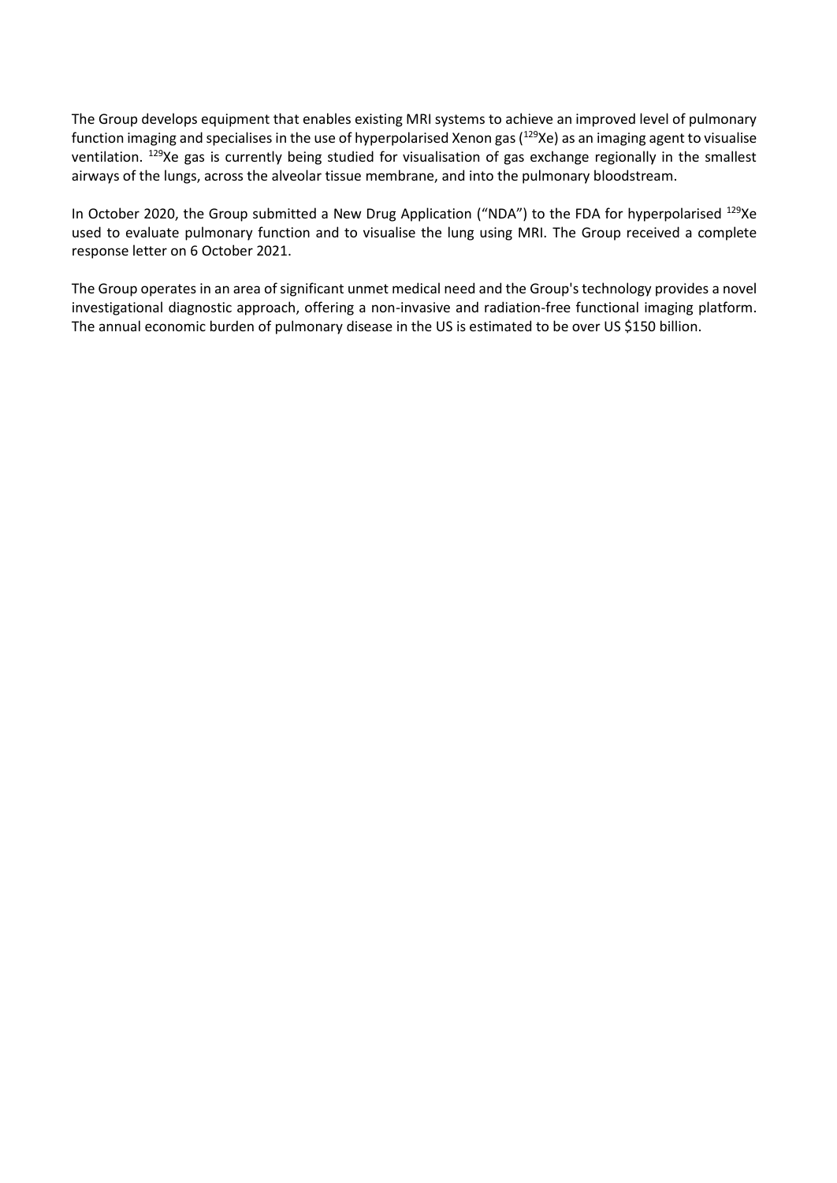The Group develops equipment that enables existing MRI systems to achieve an improved level of pulmonary function imaging and specialises in the use of hyperpolarised Xenon gas ($^{129}Xe$) as an imaging agent to visualise ventilation. $^{129}Xe$ gas is currently being studied for visualisation of gas exchange regionally in the smallest airways of the lungs, across the alveolar tissue membrane, and into the pulmonary bloodstream.

In October 2020, the Group submitted a New Drug Application ("NDA") to the FDA for hyperpolarised $^{129}Xe$ used to evaluate pulmonary function and to visualise the lung using MRI. The Group received a complete response letter on 6 October 2021.

The Group operates in an area of significant unmet medical need and the Group's technology provides a novel investigational diagnostic approach, offering a non-invasive and radiation-free functional imaging platform. The annual economic burden of pulmonary disease in the US is estimated to be over US $150 billion.